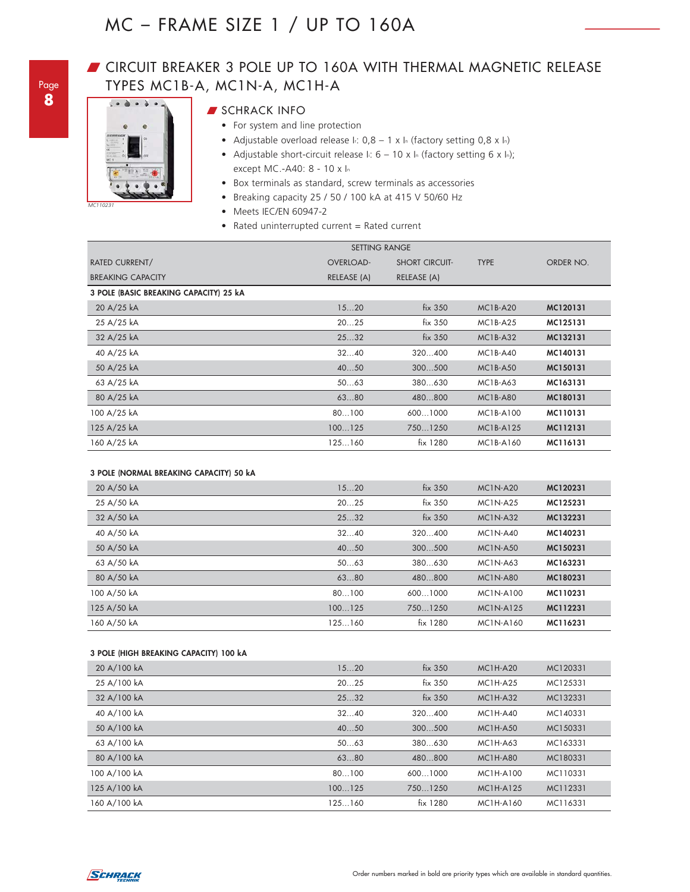# MC – FRAME SIZE 1 / UP TO 160A

## CIRCUIT BREAKER 3 POLE UP TO 160A WITH THERMAL MAGNETIC RELEASE TYPES MC1B-A, MC1N-A, MC1H-A

MC110231

### SCHRACK INFO

- For system and line protection
- Adjustable overload release $I_r$: 0,8 – 1 x $I_n$ (factory setting 0,8 x $I_n$)
- Adjustable short-circuit release $I_i$: 6 – 10 x $I_n$ (factory setting 6 x $I_n$); except MC.-A40: 8 - 10 x $I_n$
- Box terminals as standard, screw terminals as accessories
- Breaking capacity 25 / 50 / 100 kA at 415 V 50/60 Hz
- Meets IEC/EN 60947-2
- Rated uninterrupted current = Rated current

| RATED CURRENT/ BREAKING CAPACITY | SETTING RANGE OVERLOAD-RELEASE (A) | SETTING RANGE SHORT CIRCUIT-RELEASE (A) | TYPE | ORDER NO. |
|---|---|---|---|---|
| **3 POLE (BASIC BREAKING CAPACITY) 25 kA** | | | | |
| 20 A/25 kA | 15…20 | fix 350 | MC1B-A20 | **MC120131** |
| 25 A/25 kA | 20…25 | fix 350 | MC1B-A25 | **MC125131** |
| 32 A/25 kA | 25…32 | fix 350 | MC1B-A32 | **MC132131** |
| 40 A/25 kA | 32…40 | 320…400 | MC1B-A40 | **MC140131** |
| 50 A/25 kA | 40…50 | 300…500 | MC1B-A50 | **MC150131** |
| 63 A/25 kA | 50…63 | 380…630 | MC1B-A63 | **MC163131** |
| 80 A/25 kA | 63…80 | 480…800 | MC1B-A80 | **MC180131** |
| 100 A/25 kA | 80…100 | 600…1000 | MC1B-A100 | **MC110131** |
| 125 A/25 kA | 100…125 | 750…1250 | MC1B-A125 | **MC112131** |
| 160 A/25 kA | 125…160 | fix 1280 | MC1B-A160 | **MC116131** |
| **3 POLE (NORMAL BREAKING CAPACITY) 50 kA** | | | | |
| 20 A/50 kA | 15…20 | fix 350 | MC1N-A20 | **MC120231** |
| 25 A/50 kA | 20…25 | fix 350 | MC1N-A25 | **MC125231** |
| 32 A/50 kA | 25…32 | fix 350 | MC1N-A32 | **MC132231** |
| 40 A/50 kA | 32…40 | 320…400 | MC1N-A40 | **MC140231** |
| 50 A/50 kA | 40…50 | 300…500 | MC1N-A50 | **MC150231** |
| 63 A/50 kA | 50…63 | 380…630 | MC1N-A63 | **MC163231** |
| 80 A/50 kA | 63…80 | 480…800 | MC1N-A80 | **MC180231** |
| 100 A/50 kA | 80…100 | 600…1000 | MC1N-A100 | **MC110231** |
| 125 A/50 kA | 100…125 | 750…1250 | MC1N-A125 | **MC112231** |
| 160 A/50 kA | 125…160 | fix 1280 | MC1N-A160 | **MC116231** |
| **3 POLE (HIGH BREAKING CAPACITY) 100 kA** | | | | |
| 20 A/100 kA | 15…20 | fix 350 | MC1H-A20 | MC120331 |
| 25 A/100 kA | 20…25 | fix 350 | MC1H-A25 | MC125331 |
| 32 A/100 kA | 25…32 | fix 350 | MC1H-A32 | MC132331 |
| 40 A/100 kA | 32…40 | 320…400 | MC1H-A40 | MC140331 |
| 50 A/100 kA | 40…50 | 300…500 | MC1H-A50 | MC150331 |
| 63 A/100 kA | 50…63 | 380…630 | MC1H-A63 | MC163331 |
| 80 A/100 kA | 63…80 | 480…800 | MC1H-A80 | MC180331 |
| 100 A/100 kA | 80…100 | 600…1000 | MC1H-A100 | MC110331 |
| 125 A/100 kA | 100…125 | 750…1250 | MC1H-A125 | MC112331 |
| 160 A/100 kA | 125…160 | fix 1280 | MC1H-A160 | MC116331 |

Order numbers marked in bold are priority types which are available in standard quantities.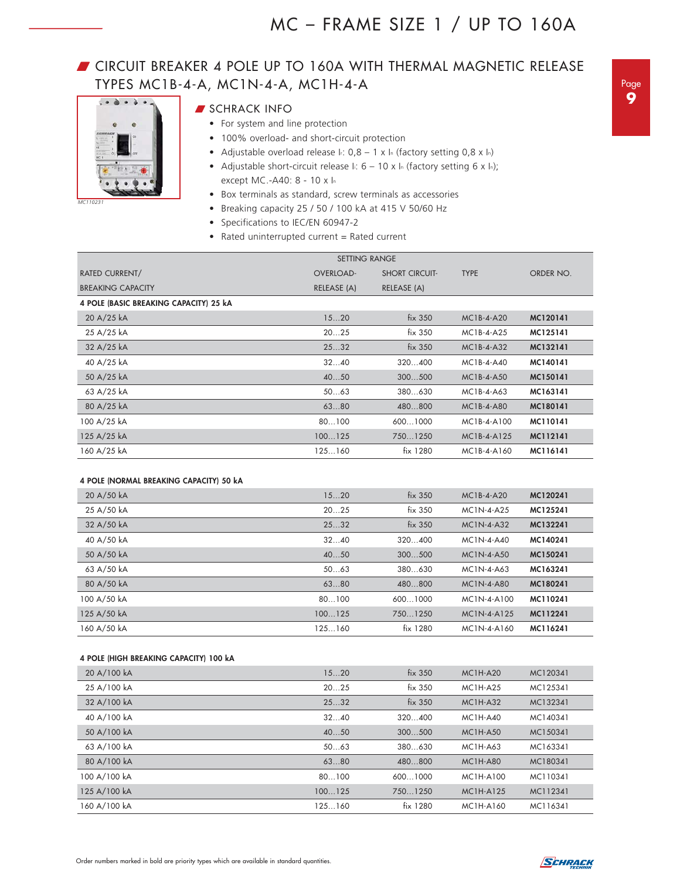# MC – FRAME SIZE 1 / UP TO 160A

## CIRCUIT BREAKER 4 POLE UP TO 160A WITH THERMAL MAGNETIC RELEASE TYPES MC1B-4-A, MC1N-4-A, MC1H-4-A

MC110231

### SCHRACK INFO

- For system and line protection
- 100% overload- and short-circuit protection
- Adjustable overload release $I_r$: 0,8 – 1 x $I_n$ (factory setting 0,8 x $I_n$)
- Adjustable short-circuit release $I_i$: 6 – 10 x $I_n$ (factory setting 6 x $I_n$); except MC.-A40: 8 - 10 x $I_n$
- Box terminals as standard, screw terminals as accessories
- Breaking capacity 25 / 50 / 100 kA at 415 V 50/60 Hz
- Specifications to IEC/EN 60947-2
- Rated uninterrupted current = Rated current

| RATED CURRENT/ BREAKING CAPACITY | SETTING RANGE OVERLOAD-RELEASE (A) | SETTING RANGE SHORT CIRCUIT-RELEASE (A) | TYPE | ORDER NO. |
|---|---|---|---|---|
| **4 POLE (BASIC BREAKING CAPACITY) 25 kA** | | | | |
| 20 A/25 kA | 15…20 | fix 350 | MC1B-4-A20 | **MC120141** |
| 25 A/25 kA | 20…25 | fix 350 | MC1B-4-A25 | **MC125141** |
| 32 A/25 kA | 25…32 | fix 350 | MC1B-4-A32 | **MC132141** |
| 40 A/25 kA | 32…40 | 320…400 | MC1B-4-A40 | **MC140141** |
| 50 A/25 kA | 40…50 | 300…500 | MC1B-4-A50 | **MC150141** |
| 63 A/25 kA | 50…63 | 380…630 | MC1B-4-A63 | **MC163141** |
| 80 A/25 kA | 63…80 | 480…800 | MC1B-4-A80 | **MC180141** |
| 100 A/25 kA | 80…100 | 600…1000 | MC1B-4-A100 | **MC110141** |
| 125 A/25 kA | 100…125 | 750…1250 | MC1B-4-A125 | **MC112141** |
| 160 A/25 kA | 125…160 | fix 1280 | MC1B-4-A160 | **MC116141** |
| **4 POLE (NORMAL BREAKING CAPACITY) 50 kA** | | | | |
| 20 A/50 kA | 15…20 | fix 350 | MC1B-4-A20 | **MC120241** |
| 25 A/50 kA | 20…25 | fix 350 | MC1N-4-A25 | **MC125241** |
| 32 A/50 kA | 25…32 | fix 350 | MC1N-4-A32 | **MC132241** |
| 40 A/50 kA | 32…40 | 320…400 | MC1N-4-A40 | **MC140241** |
| 50 A/50 kA | 40…50 | 300…500 | MC1N-4-A50 | **MC150241** |
| 63 A/50 kA | 50…63 | 380…630 | MC1N-4-A63 | **MC163241** |
| 80 A/50 kA | 63…80 | 480…800 | MC1N-4-A80 | **MC180241** |
| 100 A/50 kA | 80…100 | 600…1000 | MC1N-4-A100 | **MC110241** |
| 125 A/50 kA | 100…125 | 750…1250 | MC1N-4-A125 | **MC112241** |
| 160 A/50 kA | 125…160 | fix 1280 | MC1N-4-A160 | **MC116241** |
| **4 POLE (HIGH BREAKING CAPACITY) 100 kA** | | | | |
| 20 A/100 kA | 15…20 | fix 350 | MC1H-A20 | MC120341 |
| 25 A/100 kA | 20…25 | fix 350 | MC1H-A25 | MC125341 |
| 32 A/100 kA | 25…32 | fix 350 | MC1H-A32 | MC132341 |
| 40 A/100 kA | 32…40 | 320…400 | MC1H-A40 | MC140341 |
| 50 A/100 kA | 40…50 | 300…500 | MC1H-A50 | MC150341 |
| 63 A/100 kA | 50…63 | 380…630 | MC1H-A63 | MC163341 |
| 80 A/100 kA | 63…80 | 480…800 | MC1H-A80 | MC180341 |
| 100 A/100 kA | 80…100 | 600…1000 | MC1H-A100 | MC110341 |
| 125 A/100 kA | 100…125 | 750…1250 | MC1H-A125 | MC112341 |
| 160 A/100 kA | 125…160 | fix 1280 | MC1H-A160 | MC116341 |

Order numbers marked in bold are priority types which are available in standard quantities.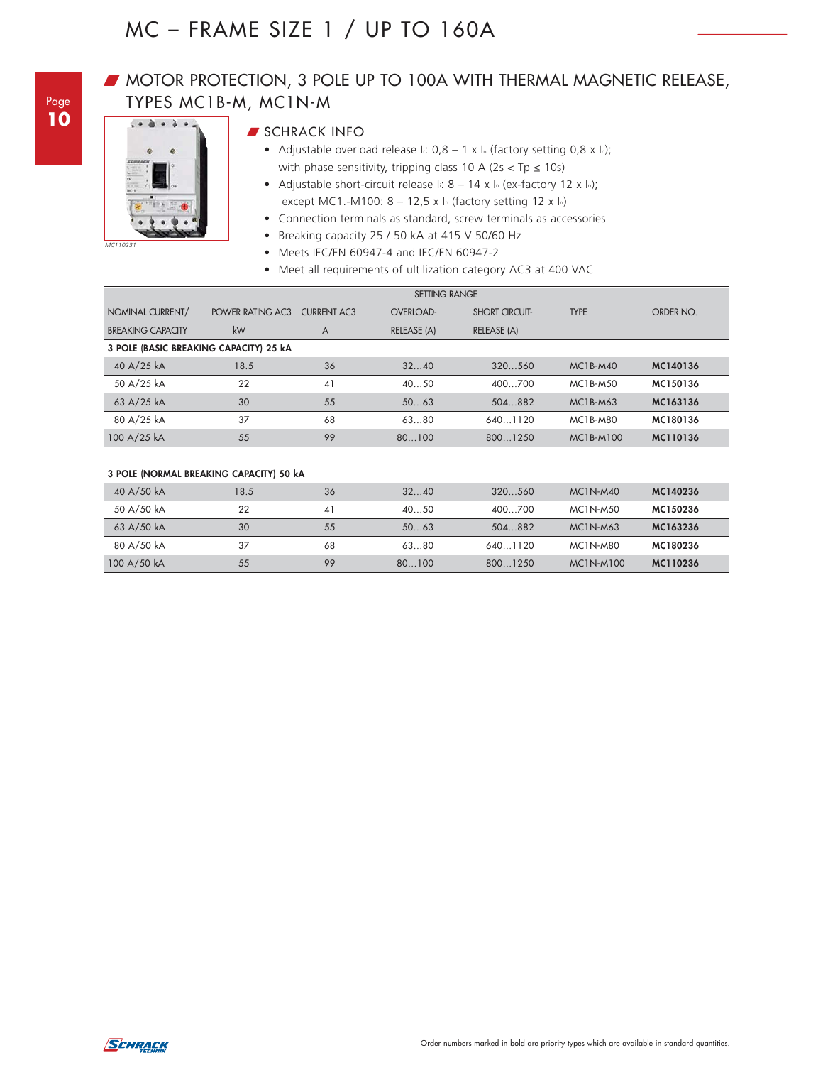# MC – FRAME SIZE 1 / UP TO 160A

## MOTOR PROTECTION, 3 POLE UP TO 100A WITH THERMAL MAGNETIC RELEASE, TYPES MC1B-M, MC1N-M

MC110231

### SCHRACK INFO

- Adjustable overload release $I_r$: 0,8 – 1 x $I_n$ (factory setting 0,8 x $I_n$); with phase sensitivity, tripping class 10 A (2s < Tp ≤ 10s)
- Adjustable short-circuit release $I_i$: 8 – 14 x $I_n$ (ex-factory 12 x $I_n$); except MC1.-M100: 8 – 12,5 x $I_n$ (factory setting 12 x $I_n$)
- Connection terminals as standard, screw terminals as accessories
- Breaking capacity 25 / 50 kA at 415 V 50/60 Hz
- Meets IEC/EN 60947-4 and IEC/EN 60947-2
- Meet all requirements of ultilization category AC3 at 400 VAC

| NOMINAL CURRENT/ BREAKING CAPACITY | POWER RATING AC3 kW | CURRENT AC3 A | SETTING RANGE OVERLOAD-RELEASE (A) | SETTING RANGE SHORT CIRCUIT-RELEASE (A) | TYPE | ORDER NO. |
|---|---|---|---|---|---|---|
| **3 POLE (BASIC BREAKING CAPACITY) 25 kA** | | | | | | |
| 40 A/25 kA | 18.5 | 36 | 32…40 | 320…560 | MC1B-M40 | **MC140136** |
| 50 A/25 kA | 22 | 41 | 40…50 | 400…700 | MC1B-M50 | **MC150136** |
| 63 A/25 kA | 30 | 55 | 50…63 | 504…882 | MC1B-M63 | **MC163136** |
| 80 A/25 kA | 37 | 68 | 63…80 | 640…1120 | MC1B-M80 | **MC180136** |
| 100 A/25 kA | 55 | 99 | 80…100 | 800…1250 | MC1B-M100 | **MC110136** |
| **3 POLE (NORMAL BREAKING CAPACITY) 50 kA** | | | | | | |
| 40 A/50 kA | 18.5 | 36 | 32…40 | 320…560 | MC1N-M40 | **MC140236** |
| 50 A/50 kA | 22 | 41 | 40…50 | 400…700 | MC1N-M50 | **MC150236** |
| 63 A/50 kA | 30 | 55 | 50…63 | 504…882 | MC1N-M63 | **MC163236** |
| 80 A/50 kA | 37 | 68 | 63…80 | 640…1120 | MC1N-M80 | **MC180236** |
| 100 A/50 kA | 55 | 99 | 80…100 | 800…1250 | MC1N-M100 | **MC110236** |

Order numbers marked in bold are priority types which are available in standard quantities.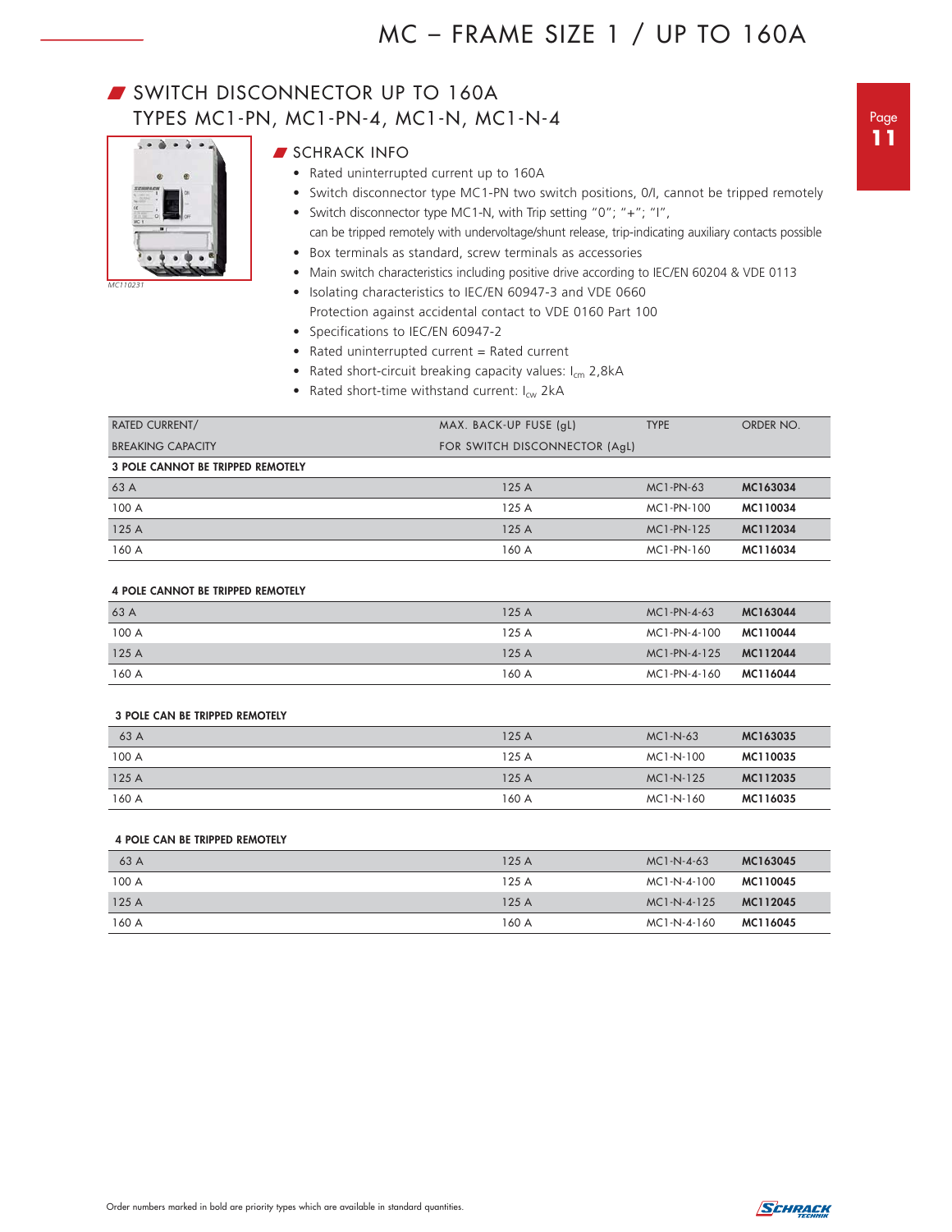# MC – FRAME SIZE 1 / UP TO 160A

## SWITCH DISCONNECTOR UP TO 160A TYPES MC1-PN, MC1-PN-4, MC1-N, MC1-N-4

MC110231

### SCHRACK INFO

- Rated uninterrupted current up to 160A
- Switch disconnector type MC1-PN two switch positions, 0/I, cannot be tripped remotely
- Switch disconnector type MC1-N, with Trip setting "0"; "+"; "I",
  can be tripped remotely with undervoltage/shunt release, trip-indicating auxiliary contacts possible
- Box terminals as standard, screw terminals as accessories
- Main switch characteristics including positive drive according to IEC/EN 60204 & VDE 0113
- Isolating characteristics to IEC/EN 60947-3 and VDE 0660
  Protection against accidental contact to VDE 0160 Part 100
- Specifications to IEC/EN 60947-2
- Rated uninterrupted current = Rated current
- Rated short-circuit breaking capacity values: $I_{cm}$ 2,8kA
- Rated short-time withstand current: $I_{cw}$ 2kA

| RATED CURRENT/ BREAKING CAPACITY | MAX. BACK-UP FUSE (gL) FOR SWITCH DISCONNECTOR (AgL) | TYPE | ORDER NO. |
|---|---|---|---|
| **3 POLE CANNOT BE TRIPPED REMOTELY** | | | |
| 63 A | 125 A | MC1-PN-63 | **MC163034** |
| 100 A | 125 A | MC1-PN-100 | **MC110034** |
| 125 A | 125 A | MC1-PN-125 | **MC112034** |
| 160 A | 160 A | MC1-PN-160 | **MC116034** |
| **4 POLE CANNOT BE TRIPPED REMOTELY** | | | |
| 63 A | 125 A | MC1-PN-4-63 | **MC163044** |
| 100 A | 125 A | MC1-PN-4-100 | **MC110044** |
| 125 A | 125 A | MC1-PN-4-125 | **MC112044** |
| 160 A | 160 A | MC1-PN-4-160 | **MC116044** |
| **3 POLE CAN BE TRIPPED REMOTELY** | | | |
| 63 A | 125 A | MC1-N-63 | **MC163035** |
| 100 A | 125 A | MC1-N-100 | **MC110035** |
| 125 A | 125 A | MC1-N-125 | **MC112035** |
| 160 A | 160 A | MC1-N-160 | **MC116035** |
| **4 POLE CAN BE TRIPPED REMOTELY** | | | |
| 63 A | 125 A | MC1-N-4-63 | **MC163045** |
| 100 A | 125 A | MC1-N-4-100 | **MC110045** |
| 125 A | 125 A | MC1-N-4-125 | **MC112045** |
| 160 A | 160 A | MC1-N-4-160 | **MC116045** |

Order numbers marked in bold are priority types which are available in standard quantities.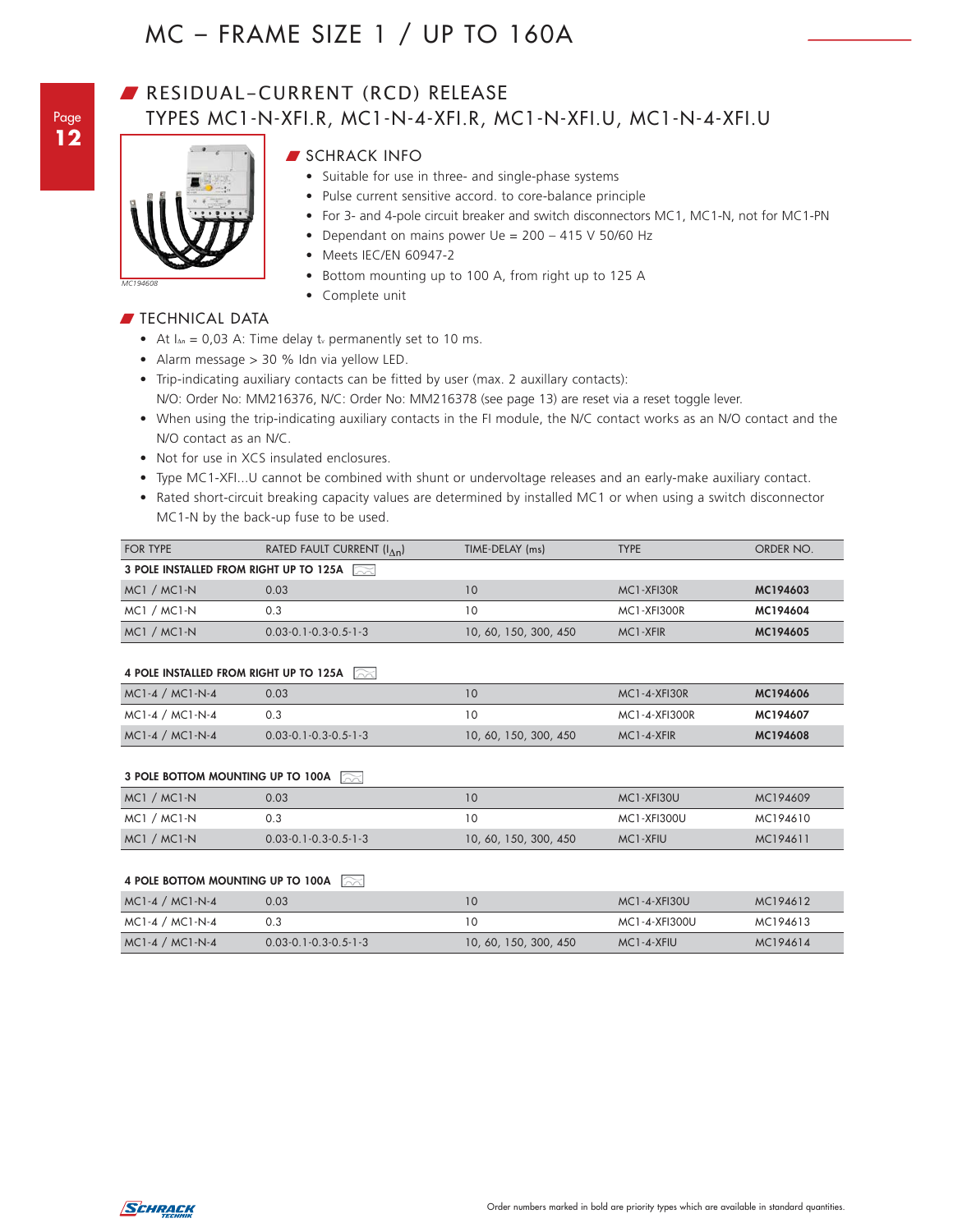# MC – FRAME SIZE 1 / UP TO 160A

## RESIDUAL-CURRENT (RCD) RELEASE TYPES MC1-N-XFI.R, MC1-N-4-XFI.R, MC1-N-XFI.U, MC1-N-4-XFI.U

MC194608

### SCHRACK INFO

- Suitable for use in three- and single-phase systems
- Pulse current sensitive accord. to core-balance principle
- For 3- and 4-pole circuit breaker and switch disconnectors MC1, MC1-N, not for MC1-PN
- Dependant on mains power Ue = 200 – 415 V 50/60 Hz
- Meets IEC/EN 60947-2
- Bottom mounting up to 100 A, from right up to 125 A
- Complete unit

### TECHNICAL DATA

- At $I_{\Delta n}$ = 0,03 A: Time delay $t_v$ permanently set to 10 ms.
- Alarm message > 30 % Idn via yellow LED.
- Trip-indicating auxiliary contacts can be fitted by user (max. 2 auxillary contacts): N/O: Order No: MM216376, N/C: Order No: MM216378 (see page 13) are reset via a reset toggle lever.
- When using the trip-indicating auxiliary contacts in the FI module, the N/C contact works as an N/O contact and the N/O contact as an N/C.
- Not for use in XCS insulated enclosures.
- Type MC1-XFI...U cannot be combined with shunt or undervoltage releases and an early-make auxiliary contact.
- Rated short-circuit breaking capacity values are determined by installed MC1 or when using a switch disconnector MC1-N by the back-up fuse to be used.

| FOR TYPE | RATED FAULT CURRENT ($I_{\Delta n}$) | TIME-DELAY (ms) | TYPE | ORDER NO. |
|---|---|---|---|---|
| **3 POLE INSTALLED FROM RIGHT UP TO 125A** | | | | |
| MC1 / MC1-N | 0.03 | 10 | MC1-XFI30R | **MC194603** |
| MC1 / MC1-N | 0.3 | 10 | MC1-XFI300R | **MC194604** |
| MC1 / MC1-N | 0.03-0.1-0.3-0.5-1-3 | 10, 60, 150, 300, 450 | MC1-XFIR | **MC194605** |
| **4 POLE INSTALLED FROM RIGHT UP TO 125A** | | | | |
| MC1-4 / MC1-N-4 | 0.03 | 10 | MC1-4-XFI30R | **MC194606** |
| MC1-4 / MC1-N-4 | 0.3 | 10 | MC1-4-XFI300R | **MC194607** |
| MC1-4 / MC1-N-4 | 0.03-0.1-0.3-0.5-1-3 | 10, 60, 150, 300, 450 | MC1-4-XFIR | **MC194608** |
| **3 POLE BOTTOM MOUNTING UP TO 100A** | | | | |
| MC1 / MC1-N | 0.03 | 10 | MC1-XFI30U | MC194609 |
| MC1 / MC1-N | 0.3 | 10 | MC1-XFI300U | MC194610 |
| MC1 / MC1-N | 0.03-0.1-0.3-0.5-1-3 | 10, 60, 150, 300, 450 | MC1-XFIU | MC194611 |
| **4 POLE BOTTOM MOUNTING UP TO 100A** | | | | |
| MC1-4 / MC1-N-4 | 0.03 | 10 | MC1-4-XFI30U | MC194612 |
| MC1-4 / MC1-N-4 | 0.3 | 10 | MC1-4-XFI300U | MC194613 |
| MC1-4 / MC1-N-4 | 0.03-0.1-0.3-0.5-1-3 | 10, 60, 150, 300, 450 | MC1-4-XFIU | MC194614 |

Order numbers marked in bold are priority types which are available in standard quantities.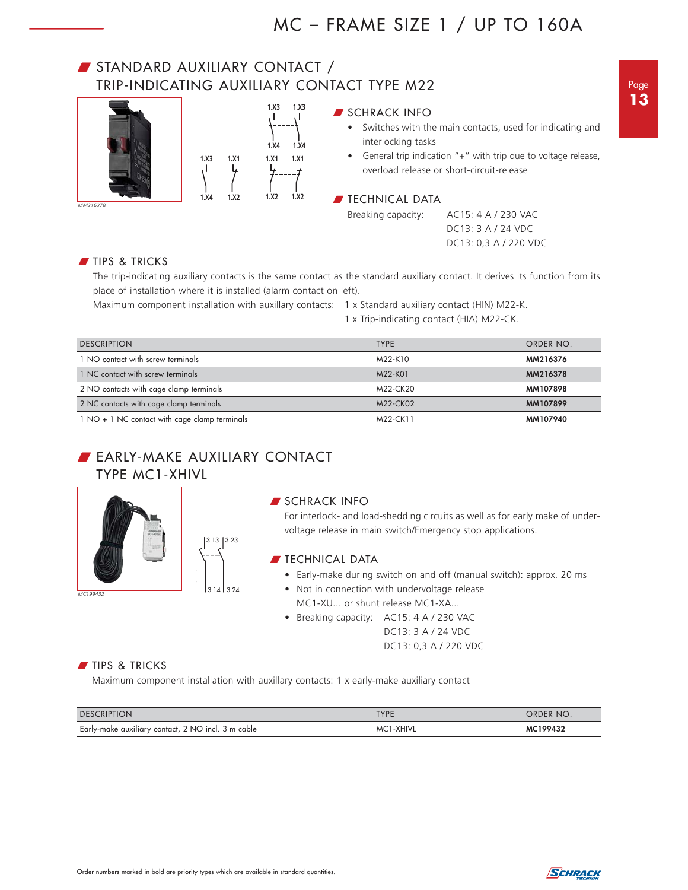# MC – FRAME SIZE 1 / UP TO 160A

## STANDARD AUXILIARY CONTACT / TRIP-INDICATING AUXILIARY CONTACT TYPE M22

MM216378

### SCHRACK INFO

- Switches with the main contacts, used for indicating and interlocking tasks
- General trip indication "+" with trip due to voltage release, overload release or short-circuit-release

### TECHNICAL DATA

Breaking capacity: AC15: 4 A / 230 VAC
DC13: 3 A / 24 VDC
DC13: 0,3 A / 220 VDC

### TIPS & TRICKS

The trip-indicating auxiliary contacts is the same contact as the standard auxiliary contact. It derives its function from its place of installation where it is installed (alarm contact on left).

Maximum component installation with auxillary contacts: 1 x Standard auxiliary contact (HIN) M22-K.
1 x Trip-indicating contact (HIA) M22-CK.

| DESCRIPTION | TYPE | ORDER NO. |
|---|---|---|
| 1 NO contact with screw terminals | M22-K10 | **MM216376** |
| 1 NC contact with screw terminals | M22-K01 | **MM216378** |
| 2 NO contacts with cage clamp terminals | M22-CK20 | **MM107898** |
| 2 NC contacts with cage clamp terminals | M22-CK02 | **MM107899** |
| 1 NO + 1 NC contact with cage clamp terminals | M22-CK11 | **MM107940** |

## EARLY-MAKE AUXILIARY CONTACT TYPE MC1-XHIVL

MC199432

### SCHRACK INFO

For interlock- and load-shedding circuits as well as for early make of under-voltage release in main switch/Emergency stop applications.

### TECHNICAL DATA

- Early-make during switch on and off (manual switch): approx. 20 ms
- Not in connection with undervoltage release MC1-XU... or shunt release MC1-XA...
- Breaking capacity: AC15: 4 A / 230 VAC
  DC13: 3 A / 24 VDC
  DC13: 0,3 A / 220 VDC

### TIPS & TRICKS

Maximum component installation with auxillary contacts: 1 x early-make auxiliary contact

| DESCRIPTION | TYPE | ORDER NO. |
|---|---|---|
| Early-make auxiliary contact, 2 NO incl. 3 m cable | MC1-XHIVL | **MC199432** |

Order numbers marked in bold are priority types which are available in standard quantities.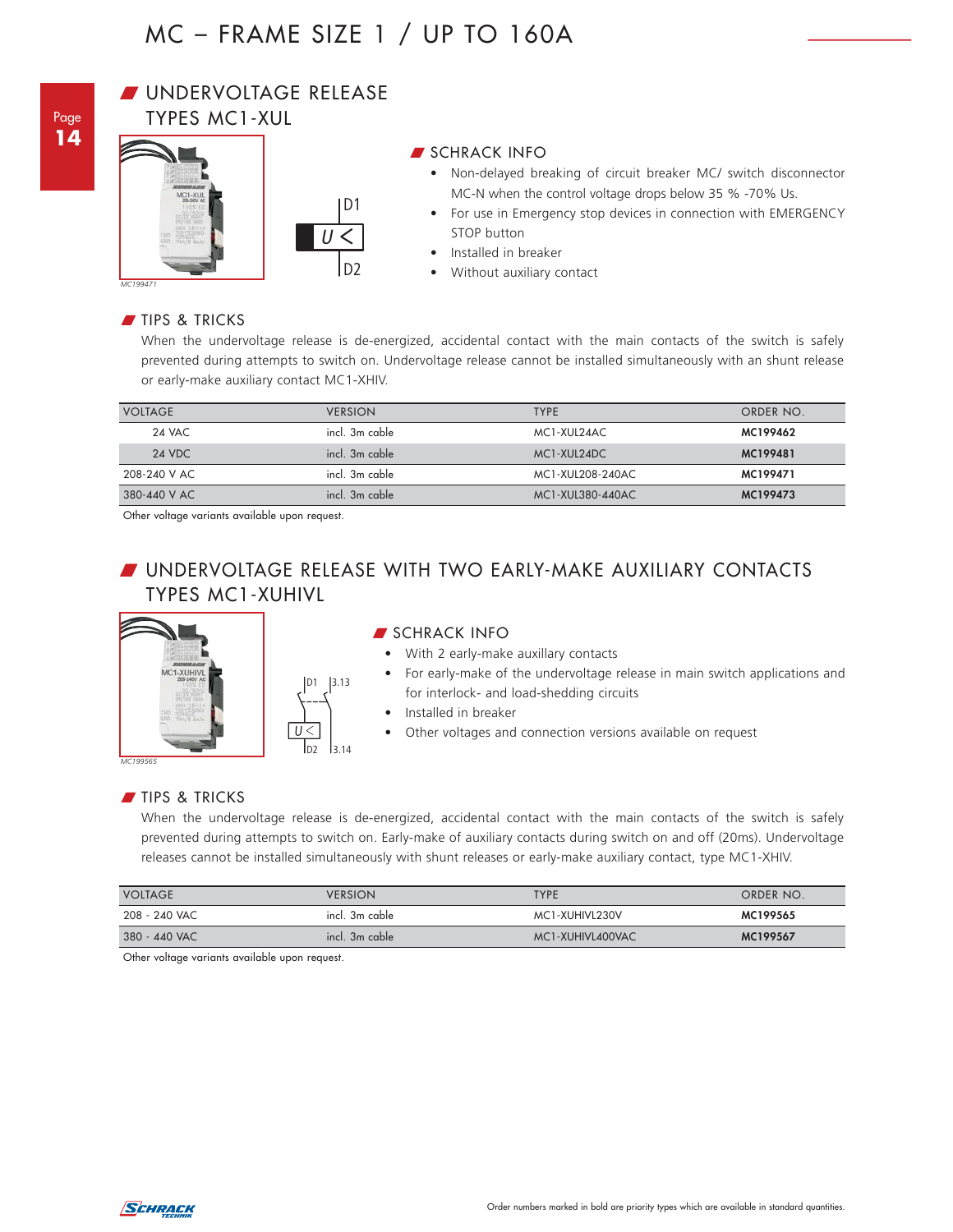# MC – FRAME SIZE 1 / UP TO 160A

## UNDERVOLTAGE RELEASE TYPES MC1-XUL

MC199471

### SCHRACK INFO

- Non-delayed breaking of circuit breaker MC/ switch disconnector MC-N when the control voltage drops below 35 % -70% Us.
- For use in Emergency stop devices in connection with EMERGENCY STOP button
- Installed in breaker
- Without auxiliary contact

### TIPS & TRICKS

When the undervoltage release is de-energized, accidental contact with the main contacts of the switch is safely prevented during attempts to switch on. Undervoltage release cannot be installed simultaneously with an shunt release or early-make auxiliary contact MC1-XHIV.

| VOLTAGE | VERSION | TYPE | ORDER NO. |
|---|---|---|---|
| 24 VAC | incl. 3m cable | MC1-XUL24AC | **MC199462** |
| 24 VDC | incl. 3m cable | MC1-XUL24DC | **MC199481** |
| 208-240 V AC | incl. 3m cable | MC1-XUL208-240AC | **MC199471** |
| 380-440 V AC | incl. 3m cable | MC1-XUL380-440AC | **MC199473** |

Other voltage variants available upon request.

## UNDERVOLTAGE RELEASE WITH TWO EARLY-MAKE AUXILIARY CONTACTS TYPES MC1-XUHIVL

MC199565

### SCHRACK INFO

- With 2 early-make auxillary contacts
- For early-make of the undervoltage release in main switch applications and for interlock- and load-shedding circuits
- Installed in breaker
- Other voltages and connection versions available on request

### TIPS & TRICKS

When the undervoltage release is de-energized, accidental contact with the main contacts of the switch is safely prevented during attempts to switch on. Early-make of auxiliary contacts during switch on and off (20ms). Undervoltage releases cannot be installed simultaneously with shunt releases or early-make auxiliary contact, type MC1-XHIV.

| VOLTAGE | VERSION | TYPE | ORDER NO. |
|---|---|---|---|
| 208 - 240 VAC | incl. 3m cable | MC1-XUHIVL230V | **MC199565** |
| 380 - 440 VAC | incl. 3m cable | MC1-XUHIVL400VAC | **MC199567** |

Other voltage variants available upon request.

Order numbers marked in bold are priority types which are available in standard quantities.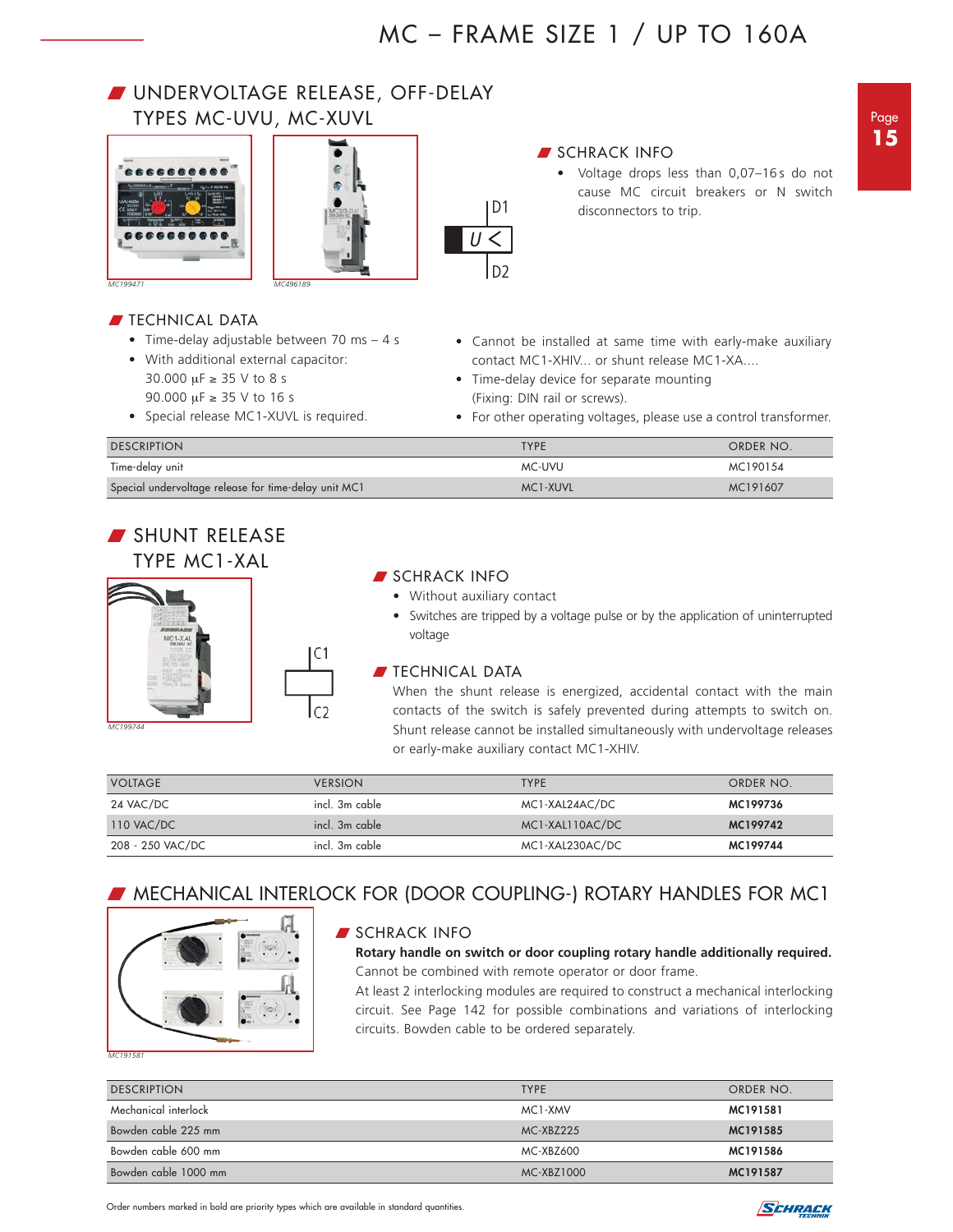# MC – FRAME SIZE 1 / UP TO 160A

## UNDERVOLTAGE RELEASE, OFF-DELAY TYPES MC-UVU, MC-XUVL

MC199471

MC496189

D1

U <

D2

### SCHRACK INFO

- Voltage drops less than 0,07–16 s do not cause MC circuit breakers or N switch disconnectors to trip.

### TECHNICAL DATA

- Time-delay adjustable between 70 ms – 4 s
- With additional external capacitor:
  30.000 μF ≥ 35 V to 8 s
  90.000 μF ≥ 35 V to 16 s
- Special release MC1-XUVL is required.
- Cannot be installed at same time with early-make auxiliary contact MC1-XHIV... or shunt release MC1-XA....
- Time-delay device for separate mounting (Fixing: DIN rail or screws).
- For other operating voltages, please use a control transformer.

| DESCRIPTION | TYPE | ORDER NO. |
|---|---|---|
| Time-delay unit | MC-UVU | MC190154 |
| Special undervoltage release for time-delay unit MC1 | MC1-XUVL | MC191607 |

## SHUNT RELEASE TYPE MC1-XAL

MC199744

C1

C2

### SCHRACK INFO

- Without auxiliary contact
- Switches are tripped by a voltage pulse or by the application of uninterrupted voltage

### TECHNICAL DATA

When the shunt release is energized, accidental contact with the main contacts of the switch is safely prevented during attempts to switch on. Shunt release cannot be installed simultaneously with undervoltage releases or early-make auxiliary contact MC1-XHIV.

| VOLTAGE | VERSION | TYPE | ORDER NO. |
|---|---|---|---|
| 24 VAC/DC | incl. 3m cable | MC1-XAL24AC/DC | **MC199736** |
| 110 VAC/DC | incl. 3m cable | MC1-XAL110AC/DC | **MC199742** |
| 208 - 250 VAC/DC | incl. 3m cable | MC1-XAL230AC/DC | **MC199744** |

## MECHANICAL INTERLOCK FOR (DOOR COUPLING-) ROTARY HANDLES FOR MC1

MC191581

### SCHRACK INFO

**Rotary handle on switch or door coupling rotary handle additionally required.**
Cannot be combined with remote operator or door frame.
At least 2 interlocking modules are required to construct a mechanical interlocking circuit. See Page 142 for possible combinations and variations of interlocking circuits. Bowden cable to be ordered separately.

| DESCRIPTION | TYPE | ORDER NO. |
|---|---|---|
| Mechanical interlock | MC1-XMV | **MC191581** |
| Bowden cable 225 mm | MC-XBZ225 | **MC191585** |
| Bowden cable 600 mm | MC-XBZ600 | **MC191586** |
| Bowden cable 1000 mm | MC-XBZ1000 | **MC191587** |

Order numbers marked in bold are priority types which are available in standard quantities.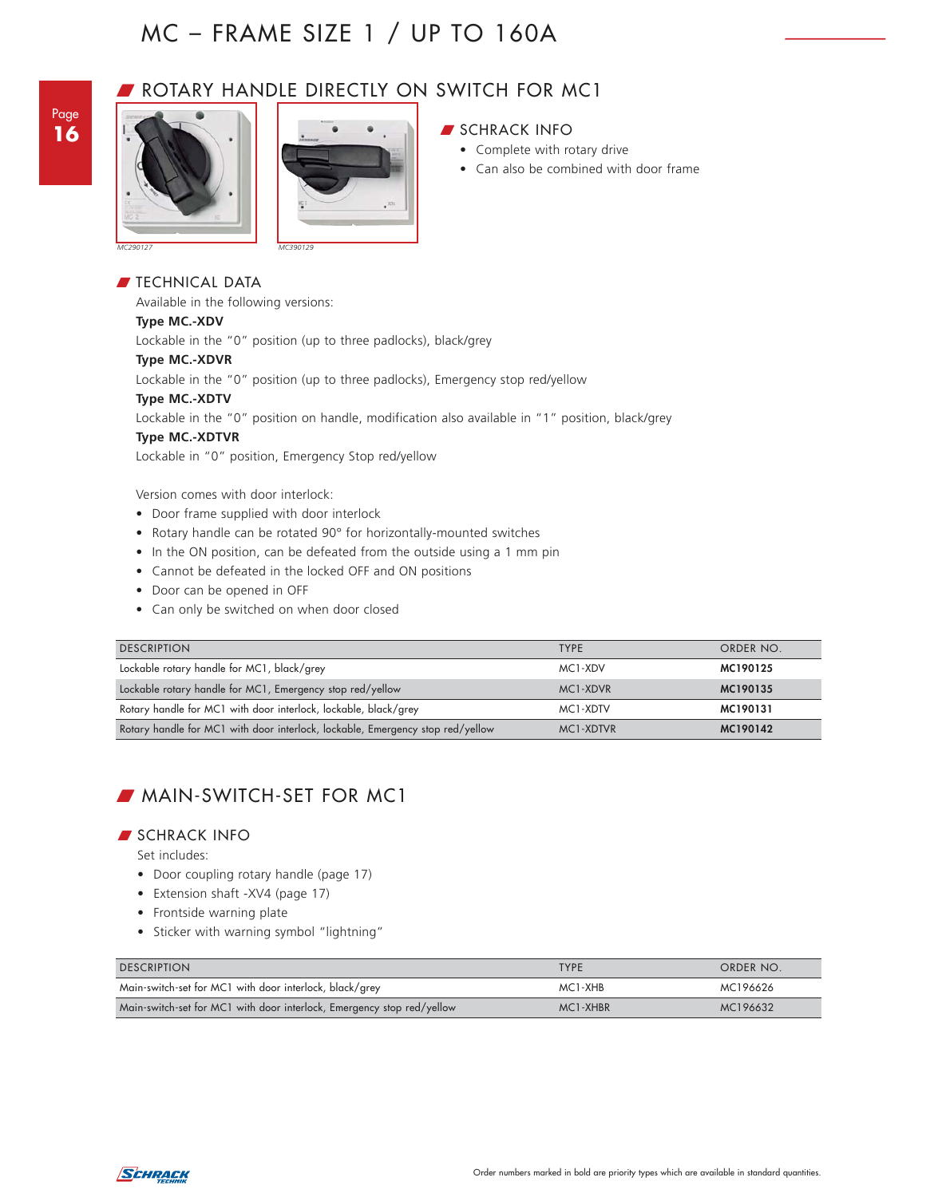# MC – FRAME SIZE 1 / UP TO 160A

## ROTARY HANDLE DIRECTLY ON SWITCH FOR MC1

MC290127

MC390129

### SCHRACK INFO

- Complete with rotary drive
- Can also be combined with door frame

### TECHNICAL DATA

Available in the following versions:

**Type MC.-XDV**

Lockable in the "0" position (up to three padlocks), black/grey

**Type MC.-XDVR**

Lockable in the "0" position (up to three padlocks), Emergency stop red/yellow

**Type MC.-XDTV**

Lockable in the "0" position on handle, modification also available in "1" position, black/grey

**Type MC.-XDTVR**

Lockable in "0" position, Emergency Stop red/yellow

Version comes with door interlock:

- Door frame supplied with door interlock
- Rotary handle can be rotated 90° for horizontally-mounted switches
- In the ON position, can be defeated from the outside using a 1 mm pin
- Cannot be defeated in the locked OFF and ON positions
- Door can be opened in OFF
- Can only be switched on when door closed

| DESCRIPTION | TYPE | ORDER NO. |
|---|---|---|
| Lockable rotary handle for MC1, black/grey | MC1-XDV | **MC190125** |
| Lockable rotary handle for MC1, Emergency stop red/yellow | MC1-XDVR | **MC190135** |
| Rotary handle for MC1 with door interlock, lockable, black/grey | MC1-XDTV | **MC190131** |
| Rotary handle for MC1 with door interlock, lockable, Emergency stop red/yellow | MC1-XDTVR | **MC190142** |

## MAIN-SWITCH-SET FOR MC1

### SCHRACK INFO

Set includes:

- Door coupling rotary handle (page 17)
- Extension shaft -XV4 (page 17)
- Frontside warning plate
- Sticker with warning symbol "lightning"

| DESCRIPTION | TYPE | ORDER NO. |
|---|---|---|
| Main-switch-set for MC1 with door interlock, black/grey | MC1-XHB | MC196626 |
| Main-switch-set for MC1 with door interlock, Emergency stop red/yellow | MC1-XHBR | MC196632 |

Order numbers marked in bold are priority types which are available in standard quantities.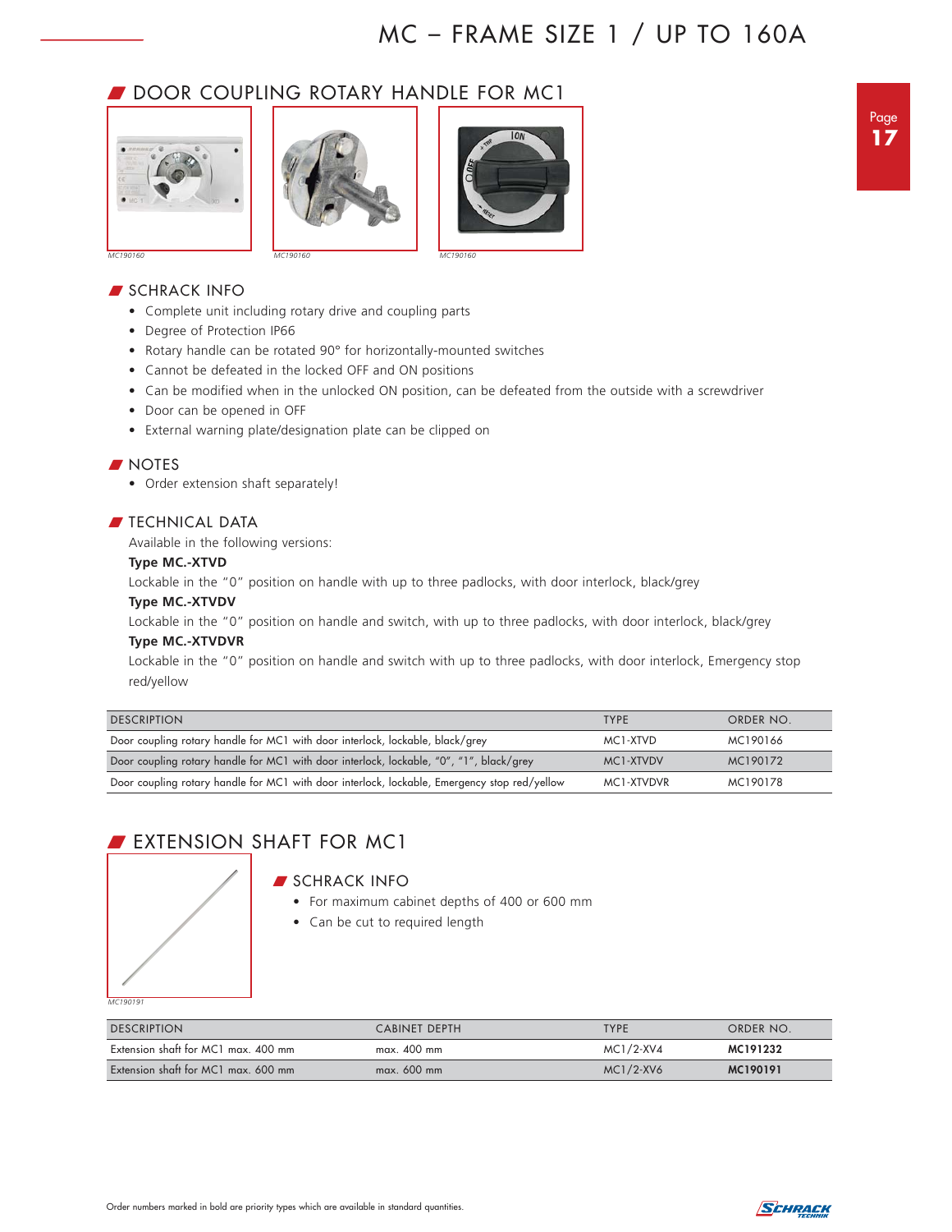## DOOR COUPLING ROTARY HANDLE FOR MC1

MC190160 MC190160 MC190160

### SCHRACK INFO

- Complete unit including rotary drive and coupling parts
- Degree of Protection IP66
- Rotary handle can be rotated 90° for horizontally-mounted switches
- Cannot be defeated in the locked OFF and ON positions
- Can be modified when in the unlocked ON position, can be defeated from the outside with a screwdriver
- Door can be opened in OFF
- External warning plate/designation plate can be clipped on

### NOTES

- Order extension shaft separately!

### TECHNICAL DATA

Available in the following versions:

**Type MC.-XTVD**

Lockable in the "0" position on handle with up to three padlocks, with door interlock, black/grey

**Type MC.-XTVDV**

Lockable in the "0" position on handle and switch, with up to three padlocks, with door interlock, black/grey

**Type MC.-XTVDVR**

Lockable in the "0" position on handle and switch with up to three padlocks, with door interlock, Emergency stop red/yellow

| DESCRIPTION | TYPE | ORDER NO. |
|---|---|---|
| Door coupling rotary handle for MC1 with door interlock, lockable, black/grey | MC1-XTVD | MC190166 |
| Door coupling rotary handle for MC1 with door interlock, lockable, "0", "1", black/grey | MC1-XTVDV | MC190172 |
| Door coupling rotary handle for MC1 with door interlock, lockable, Emergency stop red/yellow | MC1-XTVDVR | MC190178 |

## EXTENSION SHAFT FOR MC1

MC190191

### SCHRACK INFO

- For maximum cabinet depths of 400 or 600 mm
- Can be cut to required length

| DESCRIPTION | CABINET DEPTH | TYPE | ORDER NO. |
|---|---|---|---|
| Extension shaft for MC1 max. 400 mm | max. 400 mm | MC1/2-XV4 | **MC191232** |
| Extension shaft for MC1 max. 600 mm | max. 600 mm | MC1/2-XV6 | **MC190191** |

Order numbers marked in bold are priority types which are available in standard quantities.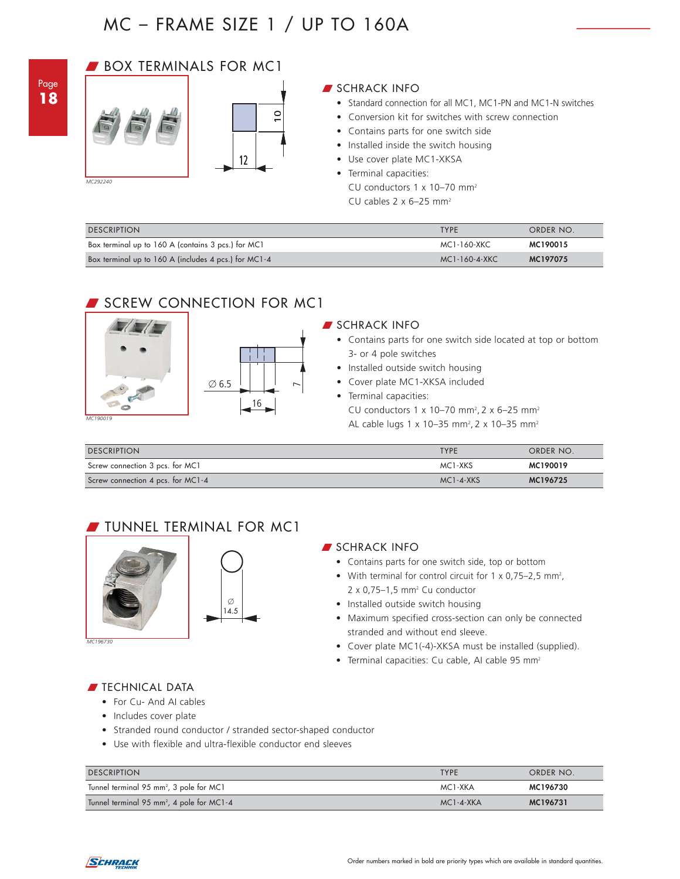# MC – FRAME SIZE 1 / UP TO 160A

## BOX TERMINALS FOR MC1

MC292240

### SCHRACK INFO

- Standard connection for all MC1, MC1-PN and MC1-N switches
- Conversion kit for switches with screw connection
- Contains parts for one switch side
- Installed inside the switch housing
- Use cover plate MC1-XKSA
- Terminal capacities:
  CU conductors 1 x 10–70 mm²
  CU cables 2 x 6–25 mm²

| DESCRIPTION | TYPE | ORDER NO. |
|---|---|---|
| Box terminal up to 160 A (contains 3 pcs.) for MC1 | MC1-160-XKC | **MC190015** |
| Box terminal up to 160 A (includes 4 pcs.) for MC1-4 | MC1-160-4-XKC | **MC197075** |

## SCREW CONNECTION FOR MC1

MC190019

### SCHRACK INFO

- Contains parts for one switch side located at top or bottom 3- or 4 pole switches
- Installed outside switch housing
- Cover plate MC1-XKSA included
- Terminal capacities:
  CU conductors 1 x 10–70 mm², 2 x 6–25 mm²
  AL cable lugs 1 x 10–35 mm², 2 x 10–35 mm²

| DESCRIPTION | TYPE | ORDER NO. |
|---|---|---|
| Screw connection 3 pcs. for MC1 | MC1-XKS | **MC190019** |
| Screw connection 4 pcs. for MC1-4 | MC1-4-XKS | **MC196725** |

## TUNNEL TERMINAL FOR MC1

MC196730

### SCHRACK INFO

- Contains parts for one switch side, top or bottom
- With terminal for control circuit for 1 x 0,75–2,5 mm², 2 x 0,75–1,5 mm² Cu conductor
- Installed outside switch housing
- Maximum specified cross-section can only be connected stranded and without end sleeve.
- Cover plate MC1(-4)-XKSA must be installed (supplied).
- Terminal capacities: Cu cable, Al cable 95 mm²

### TECHNICAL DATA

- For Cu- And Al cables
- Includes cover plate
- Stranded round conductor / stranded sector-shaped conductor
- Use with flexible and ultra-flexible conductor end sleeves

| DESCRIPTION | TYPE | ORDER NO. |
|---|---|---|
| Tunnel terminal 95 mm², 3 pole for MC1 | MC1-XKA | **MC196730** |
| Tunnel terminal 95 mm², 4 pole for MC1-4 | MC1-4-XKA | **MC196731** |

Order numbers marked in bold are priority types which are available in standard quantities.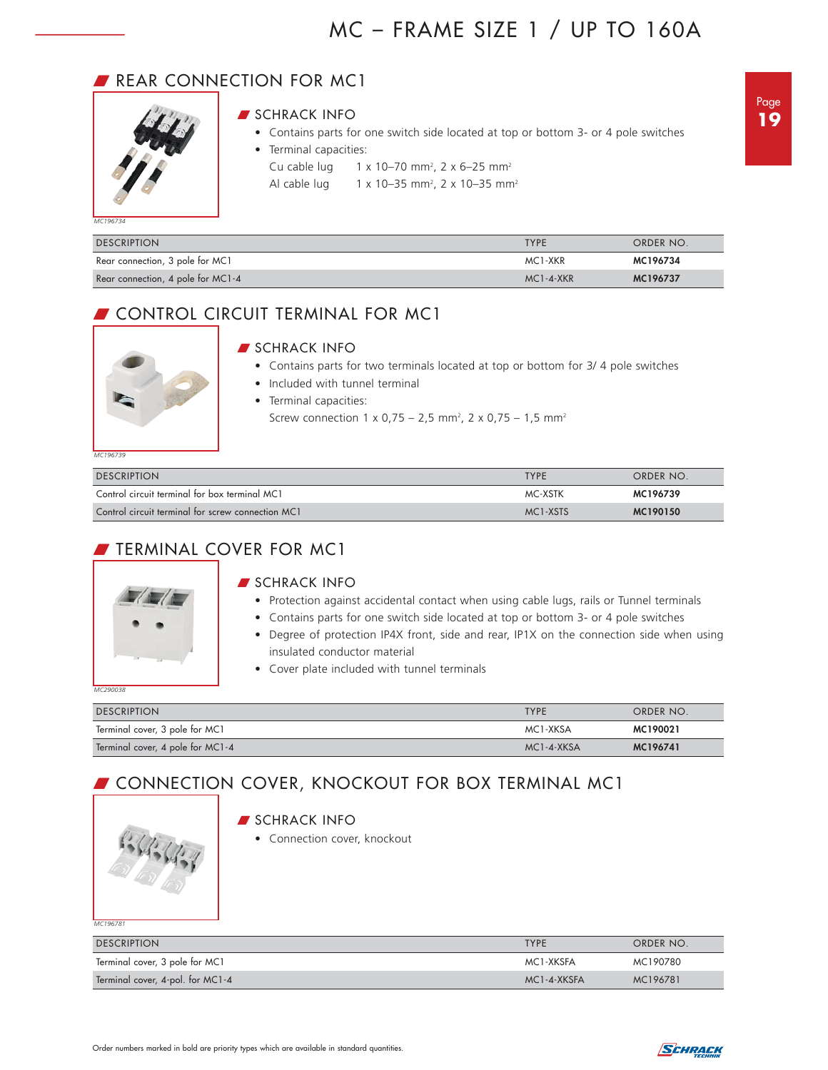# MC – FRAME SIZE 1 / UP TO 160A

## REAR CONNECTION FOR MC1

MC196734

### SCHRACK INFO

- Contains parts for one switch side located at top or bottom 3- or 4 pole switches
- Terminal capacities:

  Cu cable lug  1 x 10–70 mm², 2 x 6–25 mm²

  Al cable lug  1 x 10–35 mm², 2 x 10–35 mm²

| DESCRIPTION | TYPE | ORDER NO. |
|---|---|---|
| Rear connection, 3 pole for MC1 | MC1-XKR | **MC196734** |
| Rear connection, 4 pole for MC1-4 | MC1-4-XKR | **MC196737** |

## CONTROL CIRCUIT TERMINAL FOR MC1

MC196739

### SCHRACK INFO

- Contains parts for two terminals located at top or bottom for 3/ 4 pole switches
- Included with tunnel terminal
- Terminal capacities:

  Screw connection 1 x 0,75 – 2,5 mm², 2 x 0,75 – 1,5 mm²

| DESCRIPTION | TYPE | ORDER NO. |
|---|---|---|
| Control circuit terminal for box terminal MC1 | MC-XSTK | **MC196739** |
| Control circuit terminal for screw connection MC1 | MC1-XSTS | **MC190150** |

## TERMINAL COVER FOR MC1

MC290038

### SCHRACK INFO

- Protection against accidental contact when using cable lugs, rails or Tunnel terminals
- Contains parts for one switch side located at top or bottom 3- or 4 pole switches
- Degree of protection IP4X front, side and rear, IP1X on the connection side when using insulated conductor material
- Cover plate included with tunnel terminals

| DESCRIPTION | TYPE | ORDER NO. |
|---|---|---|
| Terminal cover, 3 pole for MC1 | MC1-XKSA | **MC190021** |
| Terminal cover, 4 pole for MC1-4 | MC1-4-XKSA | **MC196741** |

## CONNECTION COVER, KNOCKOUT FOR BOX TERMINAL MC1

MC196781

### SCHRACK INFO

- Connection cover, knockout

| DESCRIPTION | TYPE | ORDER NO. |
|---|---|---|
| Terminal cover, 3 pole for MC1 | MC1-XKSFA | MC190780 |
| Terminal cover, 4-pol. for MC1-4 | MC1-4-XKSFA | MC196781 |

Order numbers marked in bold are priority types which are available in standard quantities.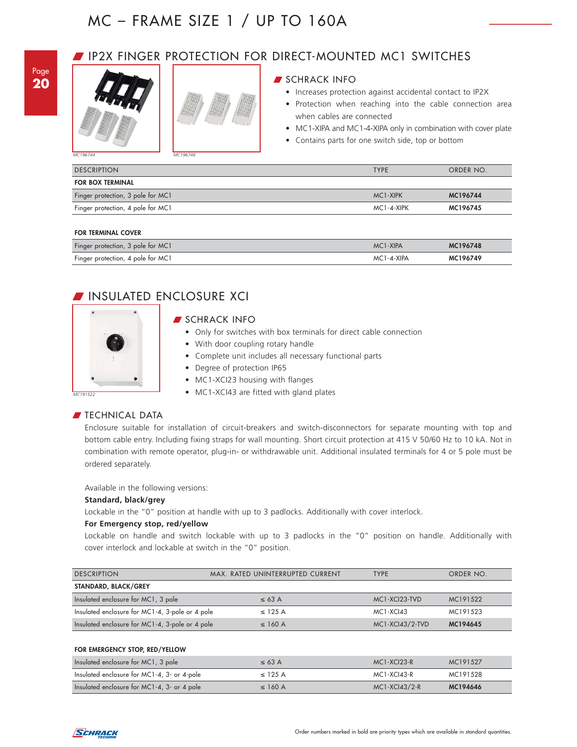# MC – FRAME SIZE 1 / UP TO 160A

## IP2X FINGER PROTECTION FOR DIRECT-MOUNTED MC1 SWITCHES

MC196744

MC196748

### SCHRACK INFO

- Increases protection against accidental contact to IP2X
- Protection when reaching into the cable connection area when cables are connected
- MC1-XIPA and MC1-4-XIPA only in combination with cover plate
- Contains parts for one switch side, top or bottom

| DESCRIPTION | TYPE | ORDER NO. |
|---|---|---|
| **FOR BOX TERMINAL** | | |
| Finger protection, 3 pole for MC1 | MC1-XIPK | **MC196744** |
| Finger protection, 4 pole for MC1 | MC1-4-XIPK | **MC196745** |
| **FOR TERMINAL COVER** | | |
| Finger protection, 3 pole for MC1 | MC1-XIPA | **MC196748** |
| Finger protection, 4 pole for MC1 | MC1-4-XIPA | **MC196749** |

## INSULATED ENCLOSURE XCI

MC191522

### SCHRACK INFO

- Only for switches with box terminals for direct cable connection
- With door coupling rotary handle
- Complete unit includes all necessary functional parts
- Degree of protection IP65
- MC1-XCI23 housing with flanges
- MC1-XCI43 are fitted with gland plates

### TECHNICAL DATA

Enclosure suitable for installation of circuit-breakers and switch-disconnectors for separate mounting with top and bottom cable entry. Including fixing straps for wall mounting. Short circuit protection at 415 V 50/60 Hz to 10 kA. Not in combination with remote operator, plug-in- or withdrawable unit. Additional insulated terminals for 4 or 5 pole must be ordered separately.

Available in the following versions:

**Standard, black/grey**

Lockable in the "0" position at handle with up to 3 padlocks. Additionally with cover interlock.

**For Emergency stop, red/yellow**

Lockable on handle and switch lockable with up to 3 padlocks in the "0" position on handle. Additionally with cover interlock and lockable at switch in the "0" position.

| DESCRIPTION | MAX. RATED UNINTERRUPTED CURRENT | TYPE | ORDER NO. |
|---|---|---|---|
| **STANDARD, BLACK/GREY** | | | |
| Insulated enclosure for MC1, 3 pole | ≤ 63 A | MC1-XCI23-TVD | MC191522 |
| Insulated enclosure for MC1-4, 3-pole or 4 pole | ≤ 125 A | MC1-XCI43 | MC191523 |
| Insulated enclosure for MC1-4, 3-pole or 4 pole | ≤ 160 A | MC1-XCI43/2-TVD | **MC194645** |
| **FOR EMERGENCY STOP, RED/YELLOW** | | | |
| Insulated enclosure for MC1, 3 pole | ≤ 63 A | MC1-XCI23-R | MC191527 |
| Insulated enclosure for MC1-4, 3- or 4-pole | ≤ 125 A | MC1-XCI43-R | MC191528 |
| Insulated enclosure for MC1-4, 3- or 4 pole | ≤ 160 A | MC1-XCI43/2-R | **MC194646** |

Order numbers marked in bold are priority types which are available in standard quantities.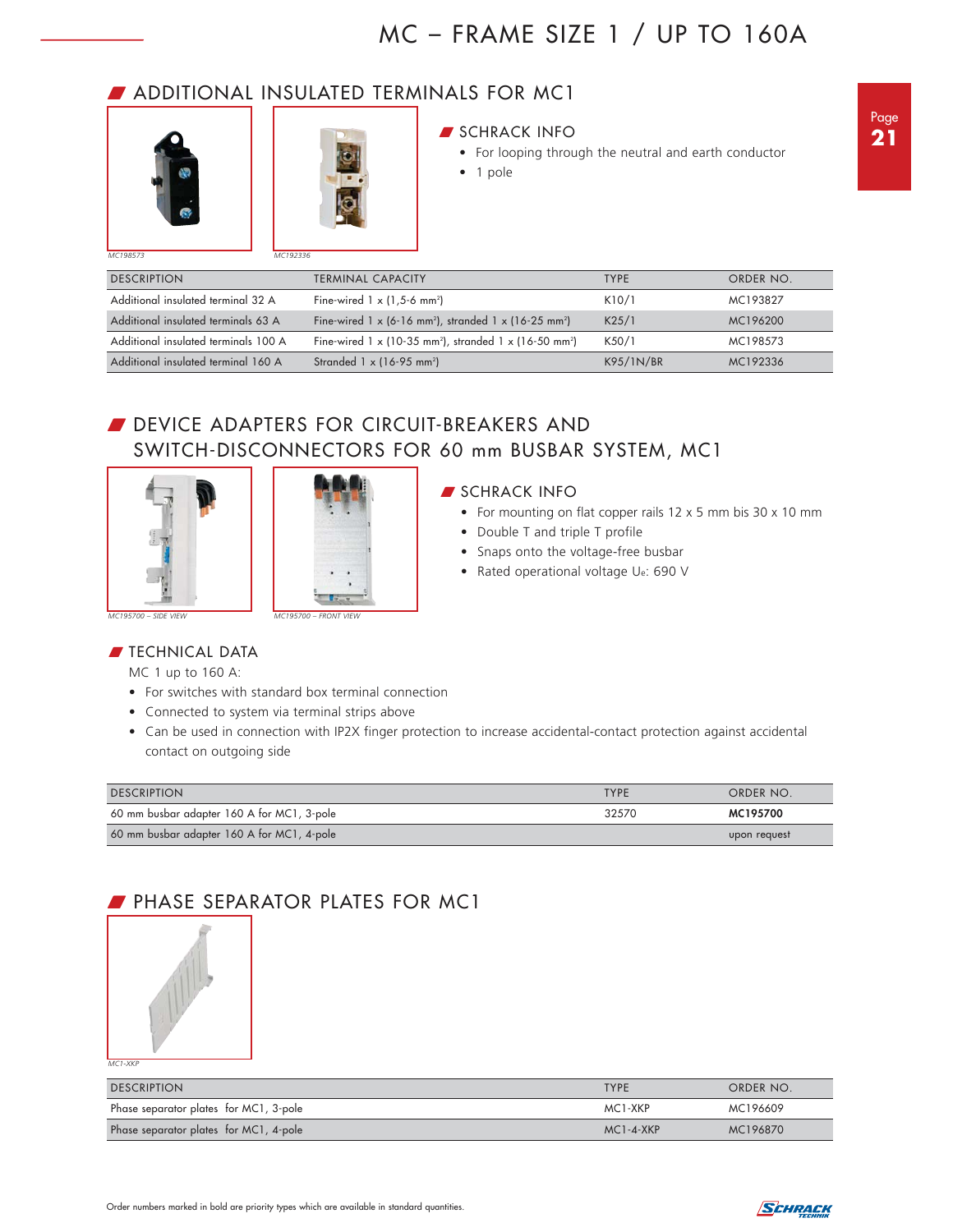# MC – FRAME SIZE 1 / UP TO 160A

## ADDITIONAL INSULATED TERMINALS FOR MC1

MC198573

MC192336

### SCHRACK INFO

- For looping through the neutral and earth conductor
- 1 pole

| DESCRIPTION | TERMINAL CAPACITY | TYPE | ORDER NO. |
|---|---|---|---|
| Additional insulated terminal 32 A | Fine-wired 1 x (1,5-6 mm²) | K10/1 | MC193827 |
| Additional insulated terminals 63 A | Fine-wired 1 x (6-16 mm²), stranded 1 x (16-25 mm²) | K25/1 | MC196200 |
| Additional insulated terminals 100 A | Fine-wired 1 x (10-35 mm²), stranded 1 x (16-50 mm²) | K50/1 | MC198573 |
| Additional insulated terminal 160 A | Stranded 1 x (16-95 mm²) | K95/1N/BR | MC192336 |

## DEVICE ADAPTERS FOR CIRCUIT-BREAKERS AND SWITCH-DISCONNECTORS FOR 60 mm BUSBAR SYSTEM, MC1

MC195700 – SIDE VIEW

MC195700 – FRONT VIEW

### SCHRACK INFO

- For mounting on flat copper rails 12 x 5 mm bis 30 x 10 mm
- Double T and triple T profile
- Snaps onto the voltage-free busbar
- Rated operational voltage $U_e$: 690 V

### TECHNICAL DATA

MC 1 up to 160 A:

- For switches with standard box terminal connection
- Connected to system via terminal strips above
- Can be used in connection with IP2X finger protection to increase accidental-contact protection against accidental contact on outgoing side

| DESCRIPTION | TYPE | ORDER NO. |
|---|---|---|
| 60 mm busbar adapter 160 A for MC1, 3-pole | 32570 | **MC195700** |
| 60 mm busbar adapter 160 A for MC1, 4-pole | | upon request |

## PHASE SEPARATOR PLATES FOR MC1

MC1-XKP

| DESCRIPTION | TYPE | ORDER NO. |
|---|---|---|
| Phase separator plates for MC1, 3-pole | MC1-XKP | MC196609 |
| Phase separator plates for MC1, 4-pole | MC1-4-XKP | MC196870 |

Order numbers marked in bold are priority types which are available in standard quantities.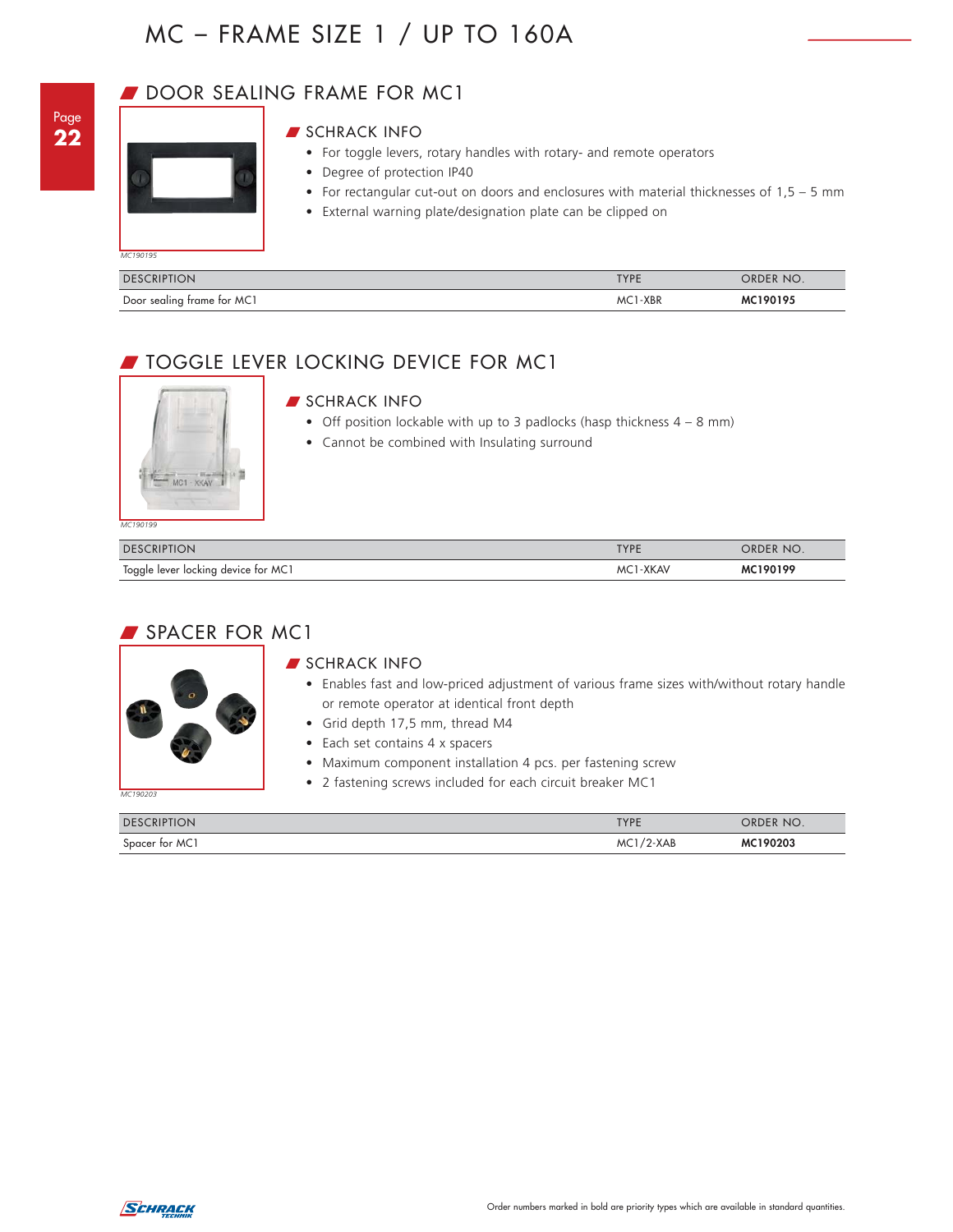# MC – FRAME SIZE 1 / UP TO 160A

## DOOR SEALING FRAME FOR MC1

MC190195

### SCHRACK INFO

- For toggle levers, rotary handles with rotary- and remote operators
- Degree of protection IP40
- For rectangular cut-out on doors and enclosures with material thicknesses of 1,5 – 5 mm
- External warning plate/designation plate can be clipped on

| DESCRIPTION | TYPE | ORDER NO. |
|---|---|---|
| Door sealing frame for MC1 | MC1-XBR | **MC190195** |

## TOGGLE LEVER LOCKING DEVICE FOR MC1

MC190199

### SCHRACK INFO

- Off position lockable with up to 3 padlocks (hasp thickness 4 – 8 mm)
- Cannot be combined with Insulating surround

| DESCRIPTION | TYPE | ORDER NO. |
|---|---|---|
| Toggle lever locking device for MC1 | MC1-XKAV | **MC190199** |

## SPACER FOR MC1

MC190203

### SCHRACK INFO

- Enables fast and low-priced adjustment of various frame sizes with/without rotary handle or remote operator at identical front depth
- Grid depth 17,5 mm, thread M4
- Each set contains 4 x spacers
- Maximum component installation 4 pcs. per fastening screw
- 2 fastening screws included for each circuit breaker MC1

| DESCRIPTION | TYPE | ORDER NO. |
|---|---|---|
| Spacer for MC1 | MC1/2-XAB | **MC190203** |

Order numbers marked in bold are priority types which are available in standard quantities.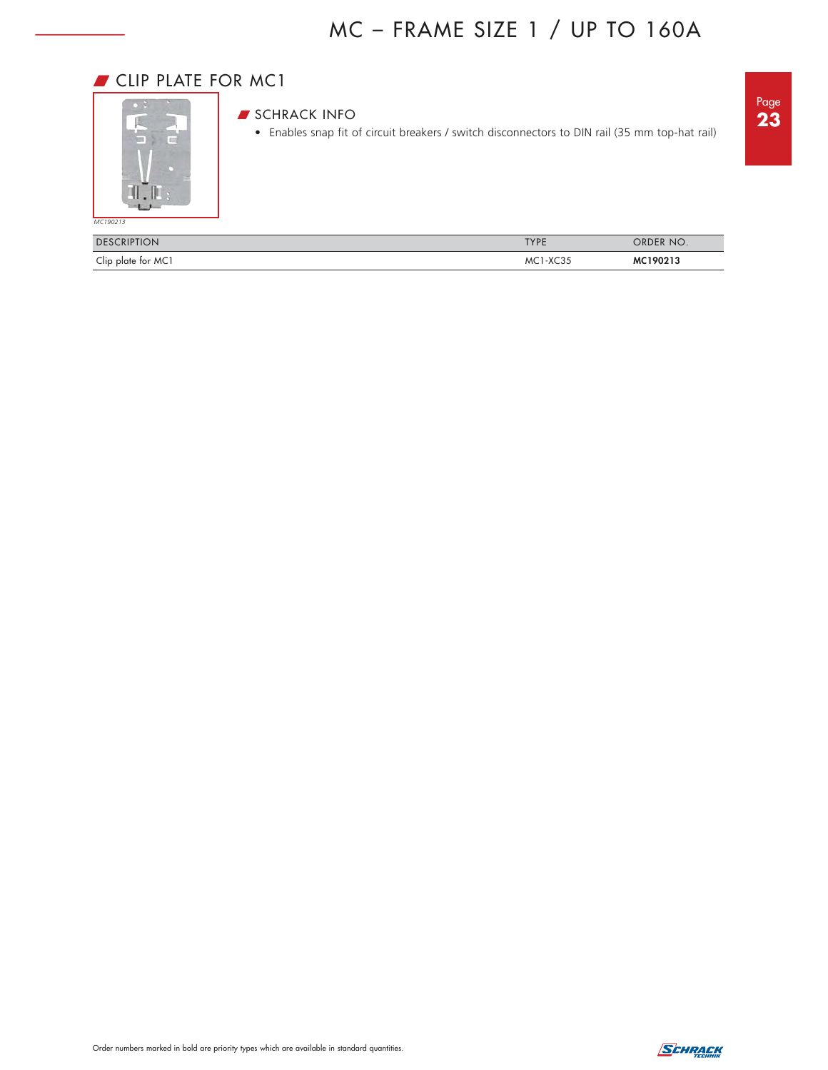## CLIP PLATE FOR MC1

MC190213

### SCHRACK INFO

- Enables snap fit of circuit breakers / switch disconnectors to DIN rail (35 mm top-hat rail)

| DESCRIPTION | TYPE | ORDER NO. |
| --- | --- | --- |
| Clip plate for MC1 | MC1-XC35 | **MC190213** |

Order numbers marked in bold are priority types which are available in standard quantities.